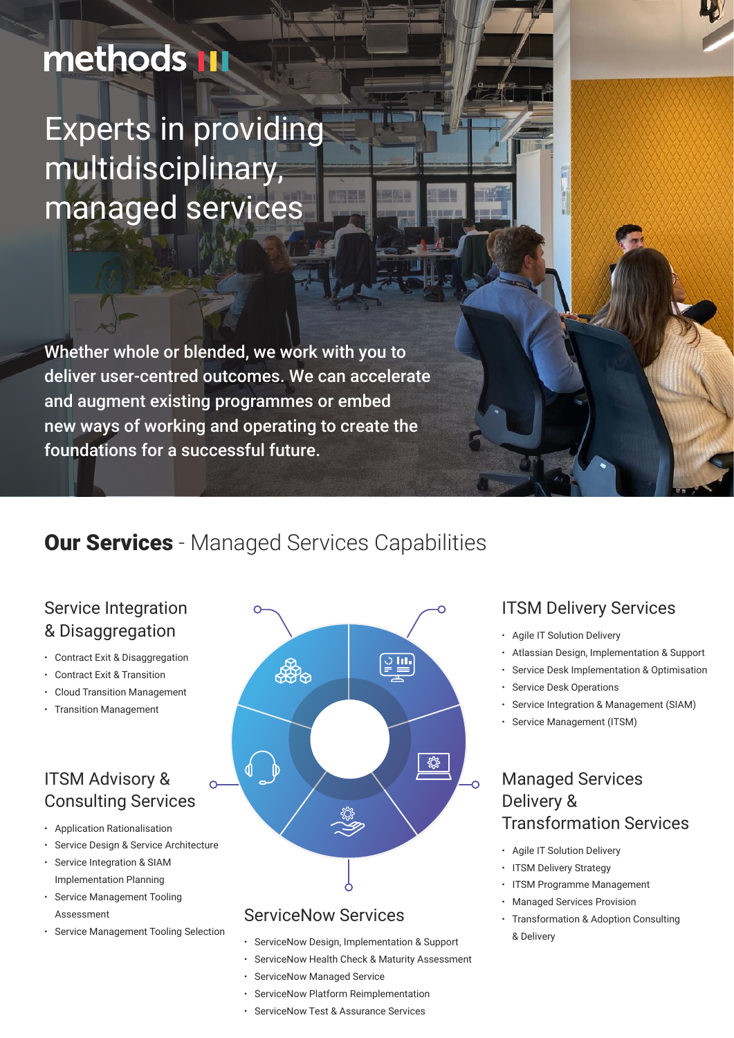methods

# Experts in providing multidisciplinary, managed services

Whether whole or blended, we work with you to deliver user-centred outcomes. We can accelerate and augment existing programmes or embed new ways of working and operating to create the foundations for a successful future.

## **Our Services** - Managed Services Capabilities

### Service Integration & Disaggregation

- Contract Exit & Disaggregation
- Contract Exit & Transition
- Cloud Transition Management
- Transition Management

### ITSM Advisory & Consulting Services

- Application Rationalisation
- Service Design & Service Architecture
- Service Integration & SIAM Implementation Planning
- Service Management Tooling Assessment
- Service Management Tooling Selection

### ServiceNow Services

- ServiceNow Design, Implementation & Support
- ServiceNow Health Check & Maturity Assessment
- ServiceNow Managed Service
- ServiceNow Platform Reimplementation
- ServiceNow Test & Assurance Services

### ITSM Delivery Services

- Agile IT Solution Delivery
- Atlassian Design, Implementation & Support
- Service Desk Implementation & Optimisation
- Service Desk Operations
- Service Integration & Management (SIAM)
- Service Management (ITSM)

### Managed Services Delivery & Transformation Services

- Agile IT Solution Delivery
- ITSM Delivery Strategy
- ITSM Programme Management
- Managed Services Provision
- Transformation & Adoption Consulting & Delivery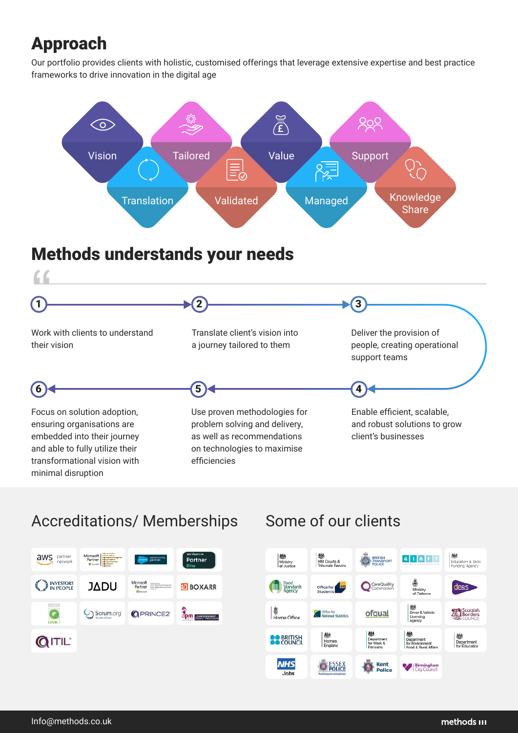# Approach

Our portfolio provides clients with holistic, customised offerings that leverage extensive expertise and best practice frameworks to drive innovation in the digital age

Vision

Tailored

Value

Support

Translation

Validated

Managed

Knowledge Share

# Methods understands your needs

1. Work with clients to understand their vision
2. Translate client's vision into a journey tailored to them
3. Deliver the provision of people, creating operational support teams
4. Enable efficient, scalable, and robust solutions to grow client's businesses
5. Use proven methodologies for problem solving and delivery, as well as recommendations on technologies to maximise efficiencies
6. Focus on solution adoption, ensuring organisations are embedded into their journey and able to fully utilize their transformational vision with minimal disruption

## Accreditations/ Memberships

aws partner network

Microsoft Partner

salesforce partner

servicenow Partner Elite

Investors in People

JADU

Microsoft Partner

BOXARR

Scrum.org

PRINCE2

apm

ITIL

## Some of our clients

Ministry of Justice

HM Courts & Tribunals Service

British Transport Police

GIRFT

Education & Skills Funding Agency

Food Standards Agency

Office for Students

CareQuality Commission

Ministry of Defence

deas

Home Office

Office for National Statistics

ofqual

Driver & Vehicle Licensing Agency

Scottish Borders Council

British Council

Homes England

Department for Work & Pensions

Department for Environment Food & Rural Affairs

Department for Education

NHS Jobs

Essex Police

Kent Police

Birmingham City Council

Info@methods.co.uk

methods